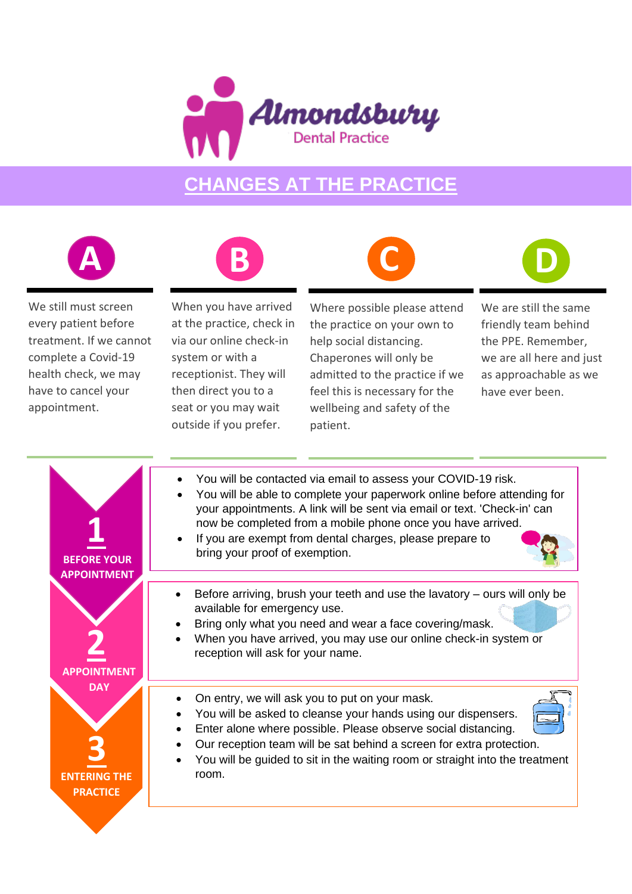# Almondsbury Dental Practice

## CHANGES AT THE PRACTICE

### A

We still must screen every patient before treatment. If we cannot complete a Covid-19 health check, we may have to cancel your appointment.

### B

When you have arrived at the practice, check in via our online check-in system or with a receptionist. They will then direct you to a seat or you may wait outside if you prefer.

### C

Where possible please attend the practice on your own to help social distancing. Chaperones will only be admitted to the practice if we feel this is necessary for the wellbeing and safety of the patient.

### D

We are still the same friendly team behind the PPE. Remember, we are all here and just as approachable as we have ever been.

### 1 BEFORE YOUR APPOINTMENT

- You will be contacted via email to assess your COVID-19 risk.
- You will be able to complete your paperwork online before attending for your appointments. A link will be sent via email or text. 'Check-in' can now be completed from a mobile phone once you have arrived.
- If you are exempt from dental charges, please prepare to bring your proof of exemption.

### 2 APPOINTMENT DAY

- Before arriving, brush your teeth and use the lavatory – ours will only be available for emergency use.
- Bring only what you need and wear a face covering/mask.
- When you have arrived, you may use our online check-in system or reception will ask for your name.

### 3 ENTERING THE PRACTICE

- On entry, we will ask you to put on your mask.
- You will be asked to cleanse your hands using our dispensers.
- Enter alone where possible. Please observe social distancing.
- Our reception team will be sat behind a screen for extra protection.
- You will be guided to sit in the waiting room or straight into the treatment room.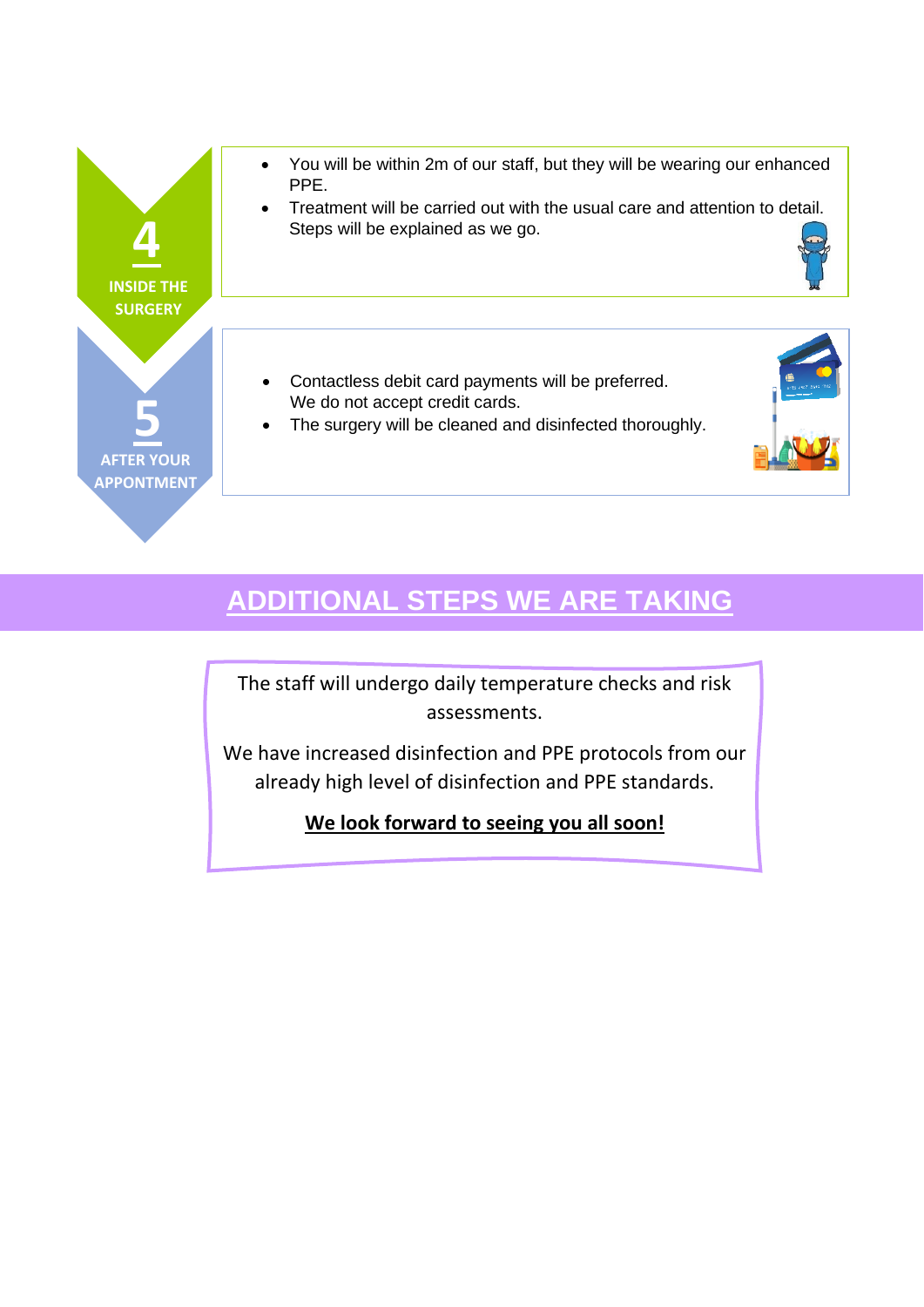**4**

**INSIDE THE SURGERY**

- You will be within 2m of our staff, but they will be wearing our enhanced PPE.
- Treatment will be carried out with the usual care and attention to detail. Steps will be explained as we go.

**5**

**AFTER YOUR APPONTMENT**

- Contactless debit card payments will be preferred. We do not accept credit cards.
- The surgery will be cleaned and disinfected thoroughly.

## ADDITIONAL STEPS WE ARE TAKING

The staff will undergo daily temperature checks and risk assessments.

We have increased disinfection and PPE protocols from our already high level of disinfection and PPE standards.

**We look forward to seeing you all soon!**